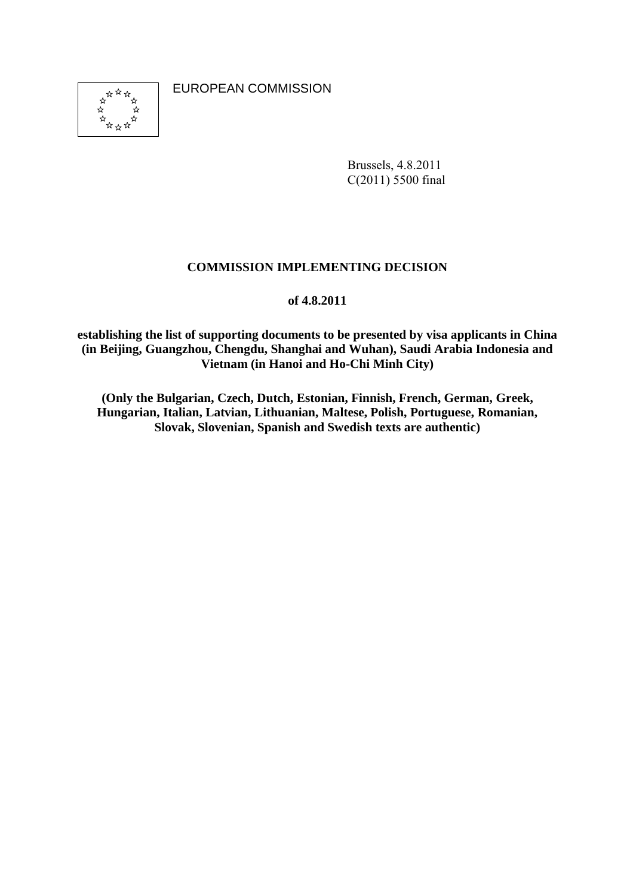EUROPEAN COMMISSION

Brussels, 4.8.2011
C(2011) 5500 final

**COMMISSION IMPLEMENTING DECISION**

**of 4.8.2011**

**establishing the list of supporting documents to be presented by visa applicants in China (in Beijing, Guangzhou, Chengdu, Shanghai and Wuhan), Saudi Arabia Indonesia and Vietnam (in Hanoi and Ho-Chi Minh City)**

**(Only the Bulgarian, Czech, Dutch, Estonian, Finnish, French, German, Greek, Hungarian, Italian, Latvian, Lithuanian, Maltese, Polish, Portuguese, Romanian, Slovak, Slovenian, Spanish and Swedish texts are authentic)**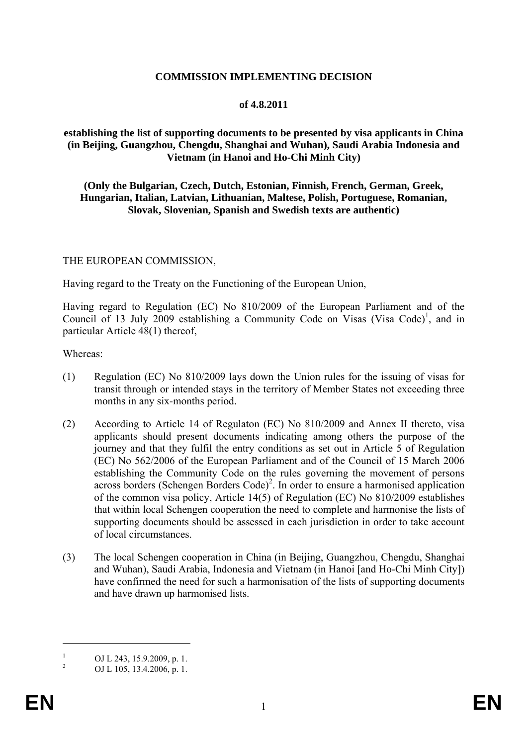**COMMISSION IMPLEMENTING DECISION**

**of 4.8.2011**

**establishing the list of supporting documents to be presented by visa applicants in China (in Beijing, Guangzhou, Chengdu, Shanghai and Wuhan), Saudi Arabia Indonesia and Vietnam (in Hanoi and Ho-Chi Minh City)**

**(Only the Bulgarian, Czech, Dutch, Estonian, Finnish, French, German, Greek, Hungarian, Italian, Latvian, Lithuanian, Maltese, Polish, Portuguese, Romanian, Slovak, Slovenian, Spanish and Swedish texts are authentic)**

THE EUROPEAN COMMISSION,

Having regard to the Treaty on the Functioning of the European Union,

Having regard to Regulation (EC) No 810/2009 of the European Parliament and of the Council of 13 July 2009 establishing a Community Code on Visas (Visa Code)[1], and in particular Article 48(1) thereof,

Whereas:

(1) Regulation (EC) No 810/2009 lays down the Union rules for the issuing of visas for transit through or intended stays in the territory of Member States not exceeding three months in any six-months period.

(2) According to Article 14 of Regulaton (EC) No 810/2009 and Annex II thereto, visa applicants should present documents indicating among others the purpose of the journey and that they fulfil the entry conditions as set out in Article 5 of Regulation (EC) No 562/2006 of the European Parliament and of the Council of 15 March 2006 establishing the Community Code on the rules governing the movement of persons across borders (Schengen Borders Code)[2]. In order to ensure a harmonised application of the common visa policy, Article 14(5) of Regulation (EC) No 810/2009 establishes that within local Schengen cooperation the need to complete and harmonise the lists of supporting documents should be assessed in each jurisdiction in order to take account of local circumstances.

(3) The local Schengen cooperation in China (in Beijing, Guangzhou, Chengdu, Shanghai and Wuhan), Saudi Arabia, Indonesia and Vietnam (in Hanoi [and Ho-Chi Minh City]) have confirmed the need for such a harmonisation of the lists of supporting documents and have drawn up harmonised lists.

[1] OJ L 243, 15.9.2009, p. 1.

[2] OJ L 105, 13.4.2006, p. 1.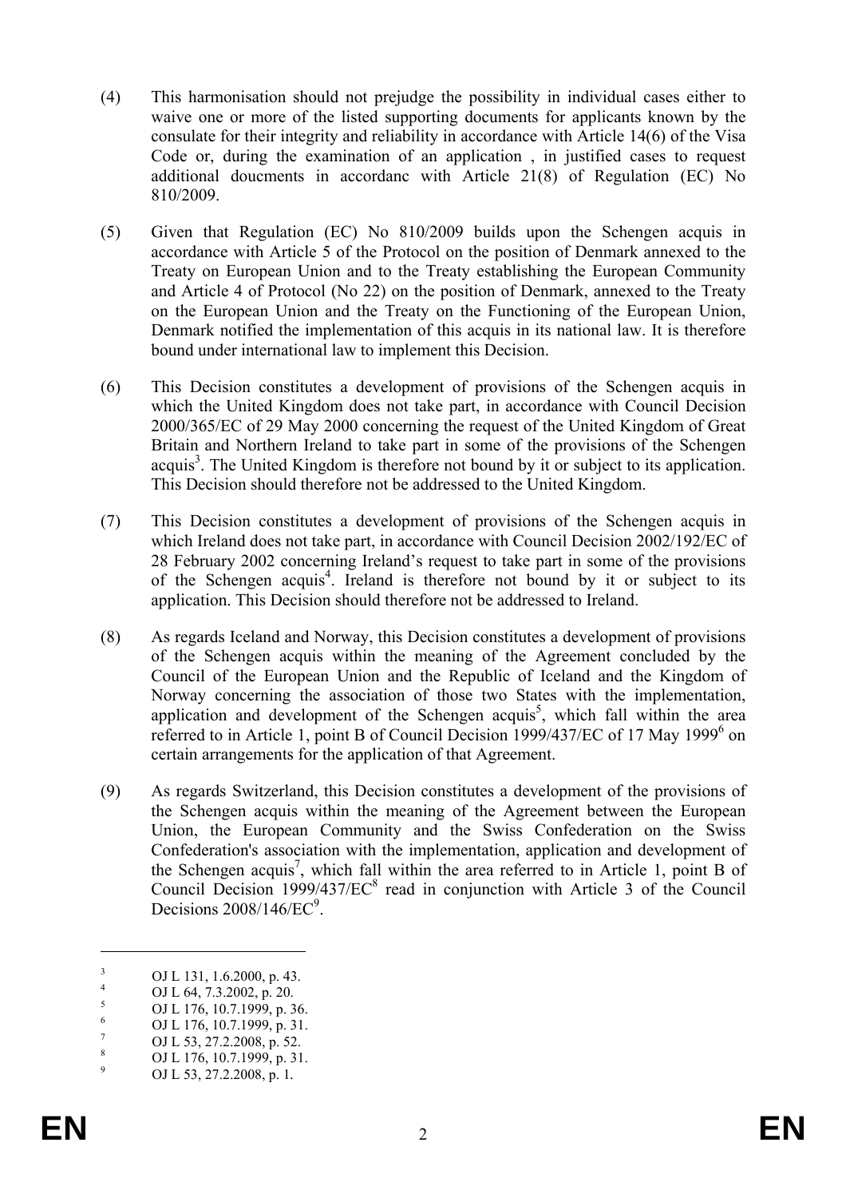(4) This harmonisation should not prejudge the possibility in individual cases either to waive one or more of the listed supporting documents for applicants known by the consulate for their integrity and reliability in accordance with Article 14(6) of the Visa Code or, during the examination of an application , in justified cases to request additional doucments in accordanc with Article 21(8) of Regulation (EC) No 810/2009.

(5) Given that Regulation (EC) No 810/2009 builds upon the Schengen acquis in accordance with Article 5 of the Protocol on the position of Denmark annexed to the Treaty on European Union and to the Treaty establishing the European Community and Article 4 of Protocol (No 22) on the position of Denmark, annexed to the Treaty on the European Union and the Treaty on the Functioning of the European Union, Denmark notified the implementation of this acquis in its national law. It is therefore bound under international law to implement this Decision.

(6) This Decision constitutes a development of provisions of the Schengen acquis in which the United Kingdom does not take part, in accordance with Council Decision 2000/365/EC of 29 May 2000 concerning the request of the United Kingdom of Great Britain and Northern Ireland to take part in some of the provisions of the Schengen acquis[3]. The United Kingdom is therefore not bound by it or subject to its application. This Decision should therefore not be addressed to the United Kingdom.

(7) This Decision constitutes a development of provisions of the Schengen acquis in which Ireland does not take part, in accordance with Council Decision 2002/192/EC of 28 February 2002 concerning Ireland's request to take part in some of the provisions of the Schengen acquis[4]. Ireland is therefore not bound by it or subject to its application. This Decision should therefore not be addressed to Ireland.

(8) As regards Iceland and Norway, this Decision constitutes a development of provisions of the Schengen acquis within the meaning of the Agreement concluded by the Council of the European Union and the Republic of Iceland and the Kingdom of Norway concerning the association of those two States with the implementation, application and development of the Schengen acquis[5], which fall within the area referred to in Article 1, point B of Council Decision 1999/437/EC of 17 May 1999[6] on certain arrangements for the application of that Agreement.

(9) As regards Switzerland, this Decision constitutes a development of the provisions of the Schengen acquis within the meaning of the Agreement between the European Union, the European Community and the Swiss Confederation on the Swiss Confederation's association with the implementation, application and development of the Schengen acquis[7], which fall within the area referred to in Article 1, point B of Council Decision 1999/437/EC[8] read in conjunction with Article 3 of the Council Decisions 2008/146/EC[9].

---

[3] OJ L 131, 1.6.2000, p. 43.
[4] OJ L 64, 7.3.2002, p. 20.
[5] OJ L 176, 10.7.1999, p. 36.
[6] OJ L 176, 10.7.1999, p. 31.
[7] OJ L 53, 27.2.2008, p. 52.
[8] OJ L 176, 10.7.1999, p. 31.
[9] OJ L 53, 27.2.2008, p. 1.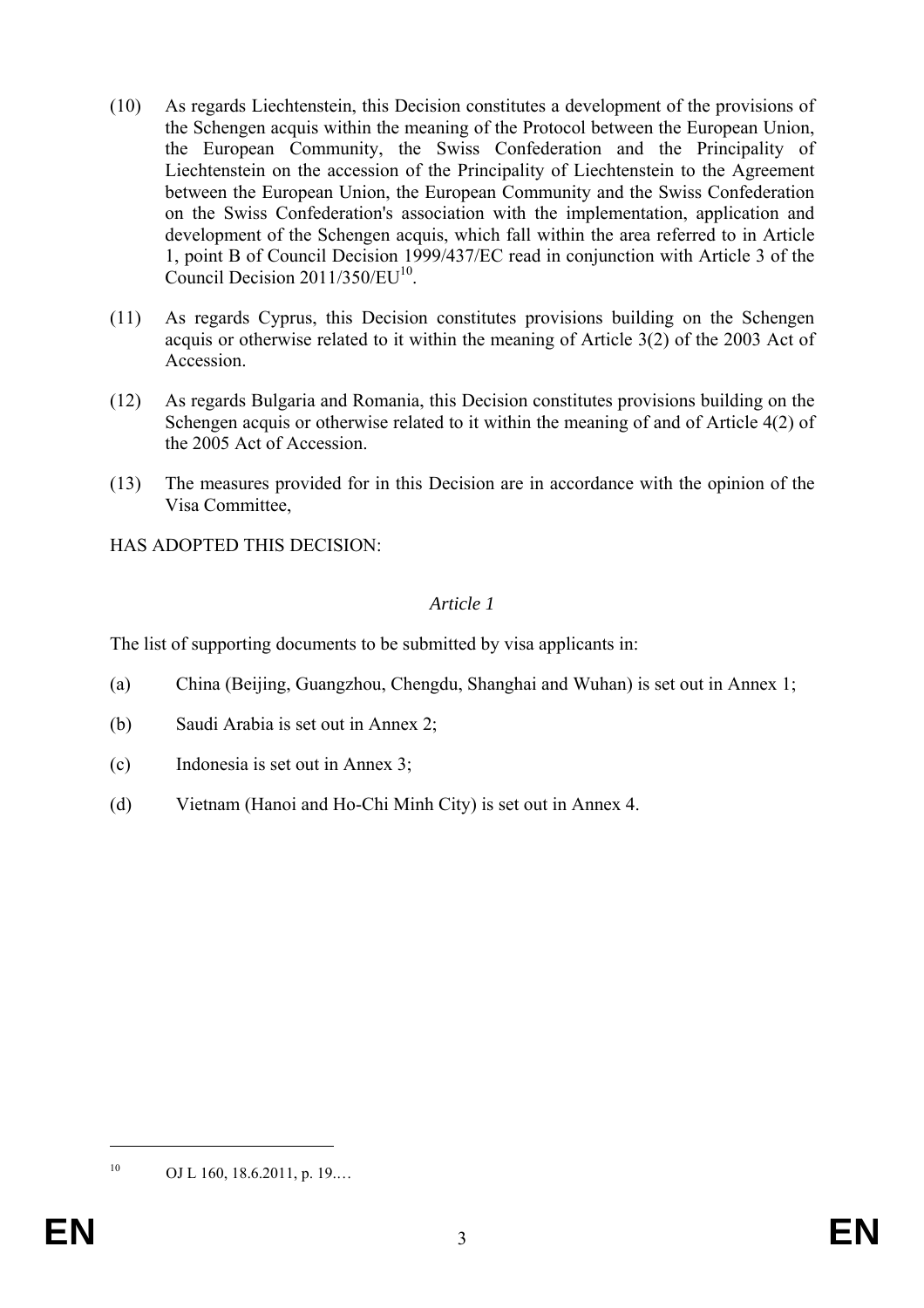(10) As regards Liechtenstein, this Decision constitutes a development of the provisions of the Schengen acquis within the meaning of the Protocol between the European Union, the European Community, the Swiss Confederation and the Principality of Liechtenstein on the accession of the Principality of Liechtenstein to the Agreement between the European Union, the European Community and the Swiss Confederation on the Swiss Confederation's association with the implementation, application and development of the Schengen acquis, which fall within the area referred to in Article 1, point B of Council Decision 1999/437/EC read in conjunction with Article 3 of the Council Decision 2011/350/EU[10].

(11) As regards Cyprus, this Decision constitutes provisions building on the Schengen acquis or otherwise related to it within the meaning of Article 3(2) of the 2003 Act of Accession.

(12) As regards Bulgaria and Romania, this Decision constitutes provisions building on the Schengen acquis or otherwise related to it within the meaning of and of Article 4(2) of the 2005 Act of Accession.

(13) The measures provided for in this Decision are in accordance with the opinion of the Visa Committee,

HAS ADOPTED THIS DECISION:

*Article 1*

The list of supporting documents to be submitted by visa applicants in:

(a) China (Beijing, Guangzhou, Chengdu, Shanghai and Wuhan) is set out in Annex 1;

(b) Saudi Arabia is set out in Annex 2;

(c) Indonesia is set out in Annex 3;

(d) Vietnam (Hanoi and Ho-Chi Minh City) is set out in Annex 4.

---

[10] OJ L 160, 18.6.2011, p. 19.…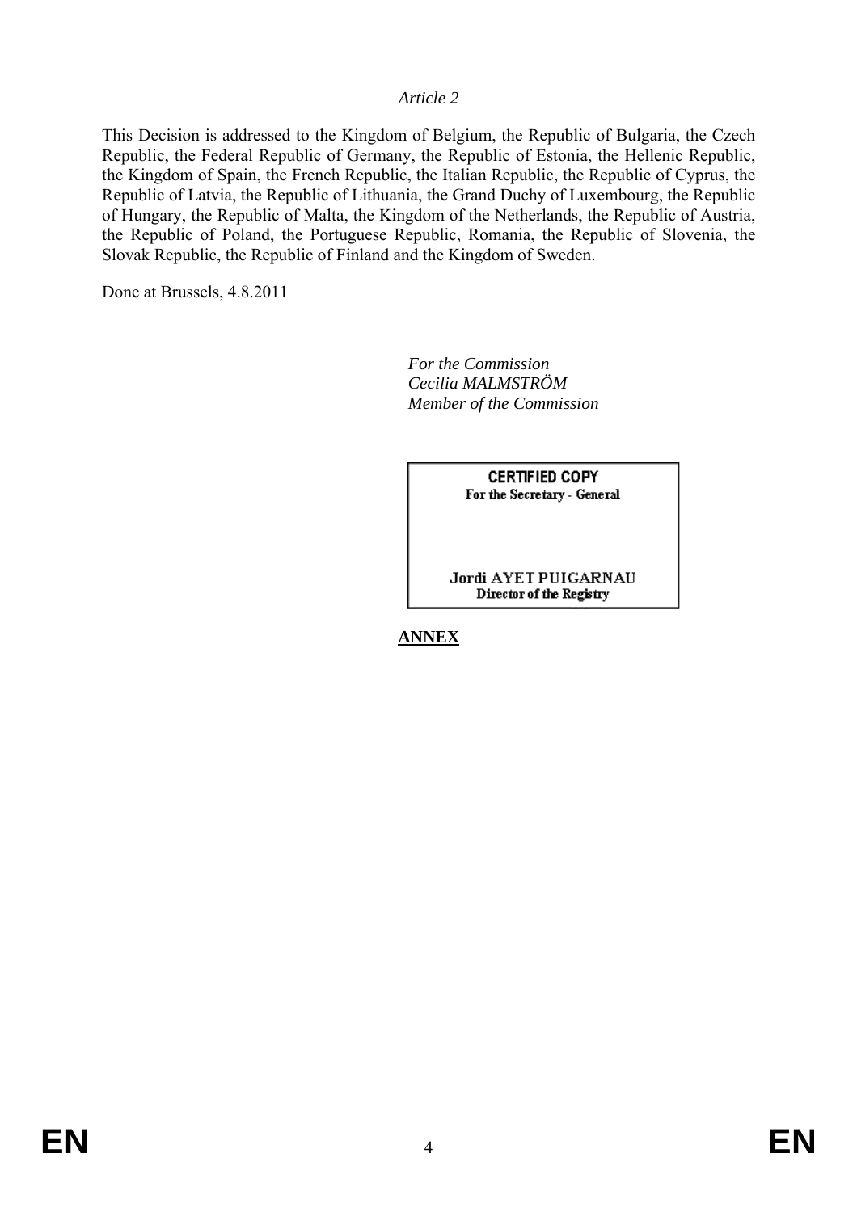*Article 2*

This Decision is addressed to the Kingdom of Belgium, the Republic of Bulgaria, the Czech Republic, the Federal Republic of Germany, the Republic of Estonia, the Hellenic Republic, the Kingdom of Spain, the French Republic, the Italian Republic, the Republic of Cyprus, the Republic of Latvia, the Republic of Lithuania, the Grand Duchy of Luxembourg, the Republic of Hungary, the Republic of Malta, the Kingdom of the Netherlands, the Republic of Austria, the Republic of Poland, the Portuguese Republic, Romania, the Republic of Slovenia, the Slovak Republic, the Republic of Finland and the Kingdom of Sweden.

Done at Brussels, 4.8.2011

*For the Commission*
*Cecilia MALMSTRÖM*
*Member of the Commission*

**CERTIFIED COPY**
**For the Secretary - General**

**Jordi AYET PUIGARNAU**
**Director of the Registry**

**ANNEX**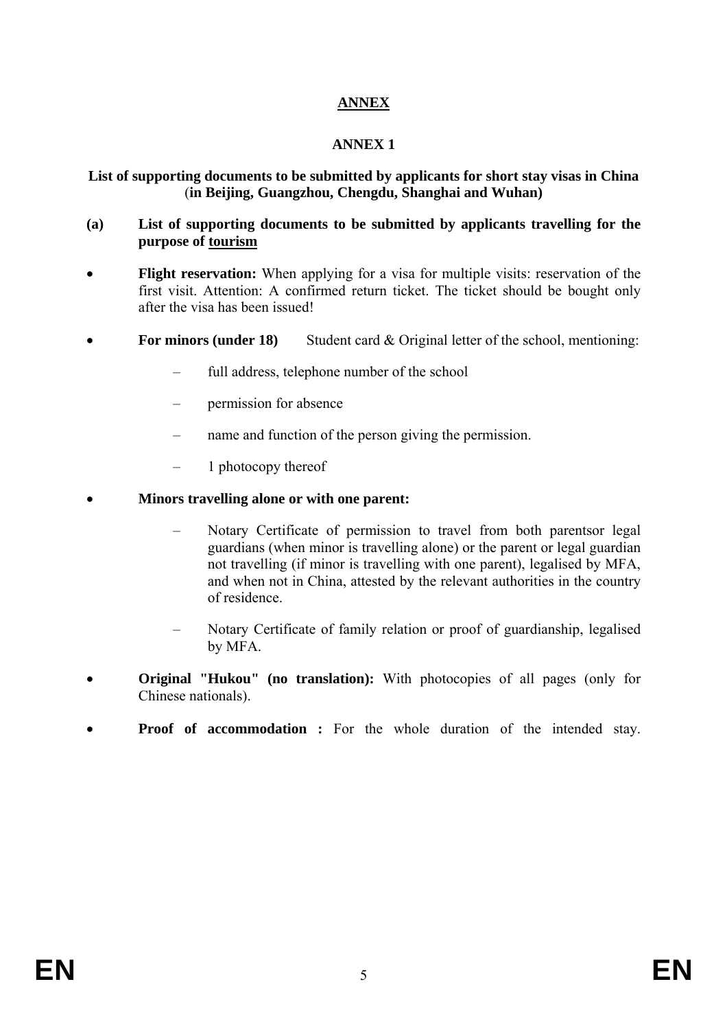# ANNEX

## ANNEX 1

**List of supporting documents to be submitted by applicants for short stay visas in China (in Beijing, Guangzhou, Chengdu, Shanghai and Wuhan)**

**(a) List of supporting documents to be submitted by applicants travelling for the purpose of <u>tourism</u>**

- **Flight reservation:** When applying for a visa for multiple visits: reservation of the first visit. Attention: A confirmed return ticket. The ticket should be bought only after the visa has been issued!
- **For minors (under 18)** Student card & Original letter of the school, mentioning:
  - full address, telephone number of the school
  - permission for absence
  - name and function of the person giving the permission.
  - 1 photocopy thereof
- **Minors travelling alone or with one parent:**
  - Notary Certificate of permission to travel from both parentsor legal guardians (when minor is travelling alone) or the parent or legal guardian not travelling (if minor is travelling with one parent), legalised by MFA, and when not in China, attested by the relevant authorities in the country of residence.
  - Notary Certificate of family relation or proof of guardianship, legalised by MFA.
- **Original "Hukou" (no translation):** With photocopies of all pages (only for Chinese nationals).
- **Proof of accommodation :** For the whole duration of the intended stay.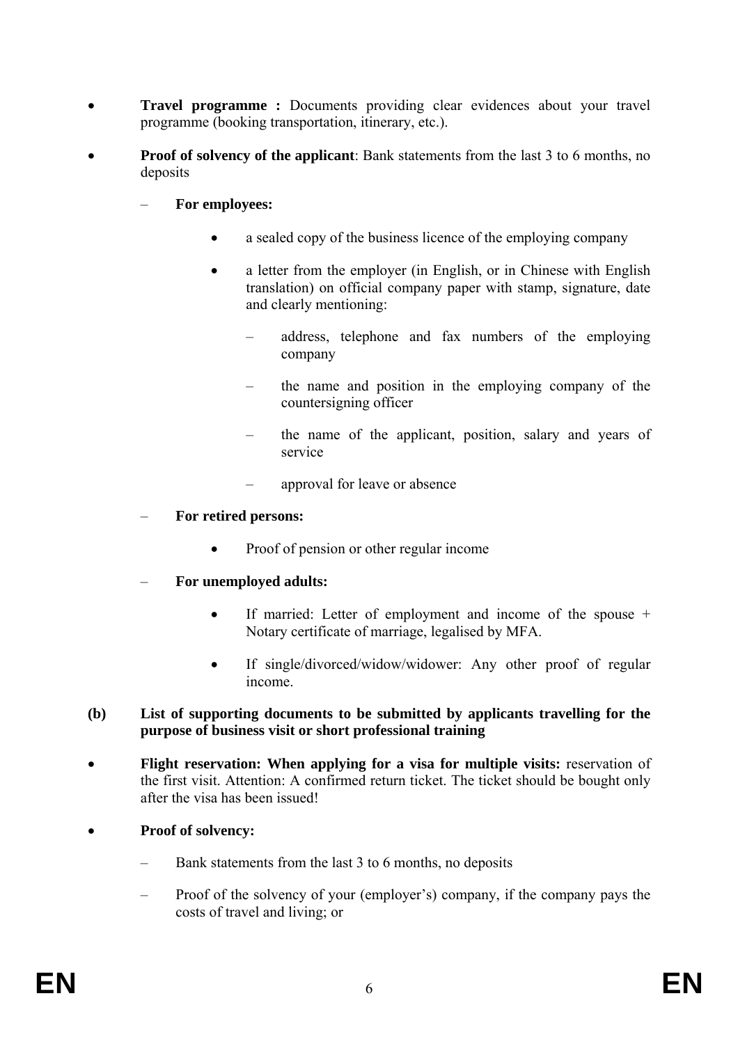- **Travel programme :** Documents providing clear evidences about your travel programme (booking transportation, itinerary, etc.).

- **Proof of solvency of the applicant**: Bank statements from the last 3 to 6 months, no deposits

  – **For employees:**

    - a sealed copy of the business licence of the employing company

    - a letter from the employer (in English, or in Chinese with English translation) on official company paper with stamp, signature, date and clearly mentioning:

      – address, telephone and fax numbers of the employing company

      – the name and position in the employing company of the countersigning officer

      – the name of the applicant, position, salary and years of service

      – approval for leave or absence

  – **For retired persons:**

    - Proof of pension or other regular income

  – **For unemployed adults:**

    - If married: Letter of employment and income of the spouse + Notary certificate of marriage, legalised by MFA.

    - If single/divorced/widow/widower: Any other proof of regular income.

**(b) List of supporting documents to be submitted by applicants travelling for the purpose of business visit or short professional training**

- **Flight reservation: When applying for a visa for multiple visits:** reservation of the first visit. Attention: A confirmed return ticket. The ticket should be bought only after the visa has been issued!

- **Proof of solvency:**

  – Bank statements from the last 3 to 6 months, no deposits

  – Proof of the solvency of your (employer's) company, if the company pays the costs of travel and living; or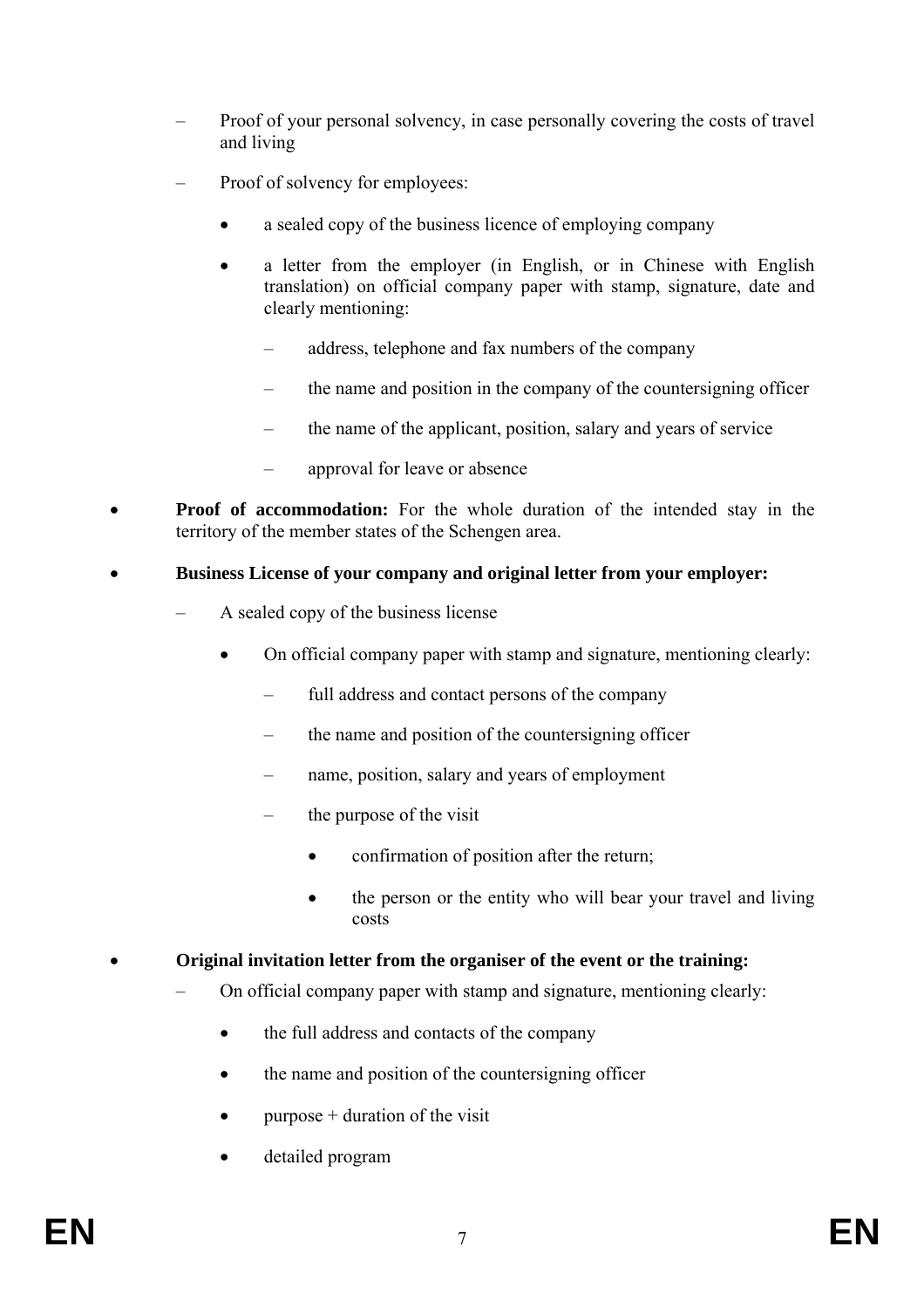- Proof of your personal solvency, in case personally covering the costs of travel and living
  - Proof of solvency for employees:
    - a sealed copy of the business licence of employing company
    - a letter from the employer (in English, or in Chinese with English translation) on official company paper with stamp, signature, date and clearly mentioning:
      - address, telephone and fax numbers of the company
      - the name and position in the company of the countersigning officer
      - the name of the applicant, position, salary and years of service
      - approval for leave or absence

- **Proof of accommodation:** For the whole duration of the intended stay in the territory of the member states of the Schengen area.
- **Business License of your company and original letter from your employer:**
  - A sealed copy of the business license
    - On official company paper with stamp and signature, mentioning clearly:
      - full address and contact persons of the company
      - the name and position of the countersigning officer
      - name, position, salary and years of employment
      - the purpose of the visit
        - confirmation of position after the return;
        - the person or the entity who will bear your travel and living costs
- **Original invitation letter from the organiser of the event or the training:**
  - On official company paper with stamp and signature, mentioning clearly:
    - the full address and contacts of the company
    - the name and position of the countersigning officer
    - purpose + duration of the visit
    - detailed program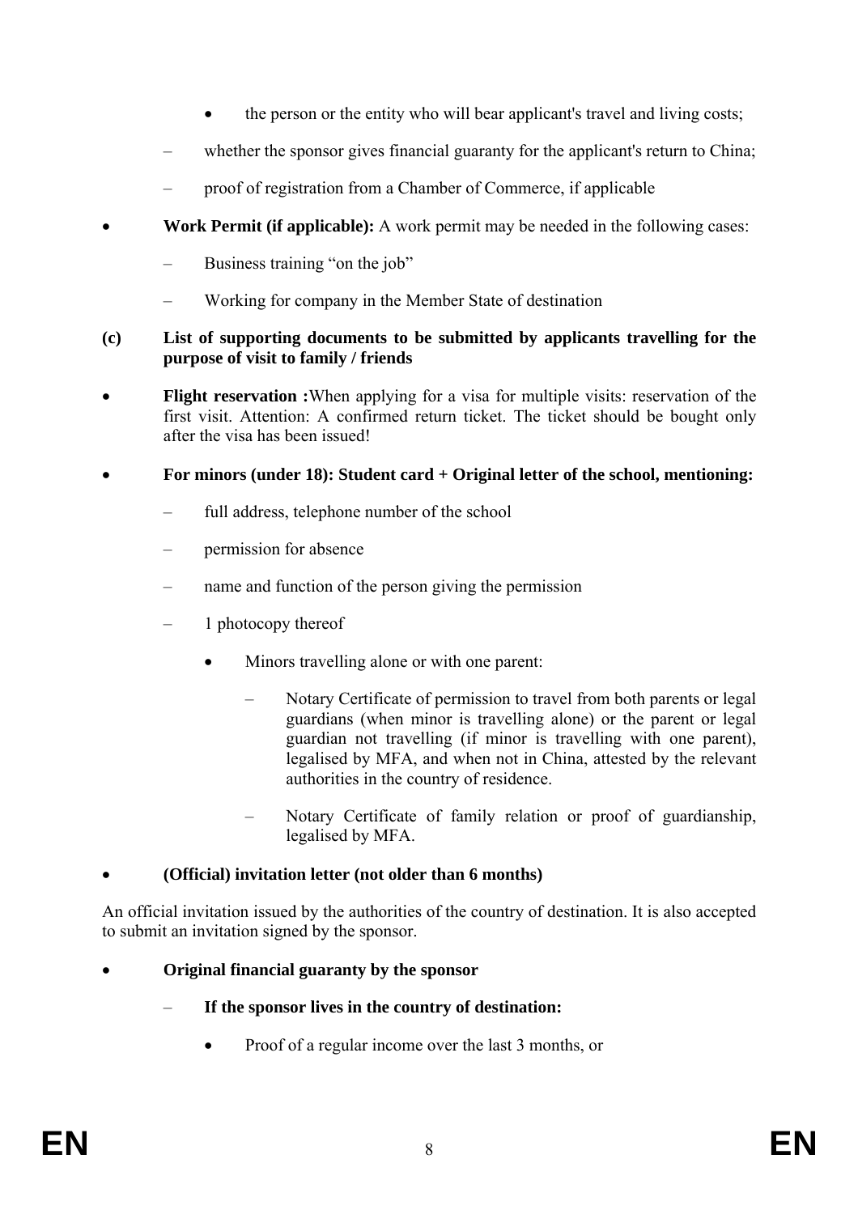- the person or the entity who will bear applicant's travel and living costs;
  - whether the sponsor gives financial guaranty for the applicant's return to China;
  - proof of registration from a Chamber of Commerce, if applicable

- **Work Permit (if applicable):** A work permit may be needed in the following cases:
  - Business training "on the job"
  - Working for company in the Member State of destination

**(c) List of supporting documents to be submitted by applicants travelling for the purpose of visit to family / friends**

- **Flight reservation :**When applying for a visa for multiple visits: reservation of the first visit. Attention: A confirmed return ticket. The ticket should be bought only after the visa has been issued!

- **For minors (under 18): Student card + Original letter of the school, mentioning:**
  - full address, telephone number of the school
  - permission for absence
  - name and function of the person giving the permission
  - 1 photocopy thereof
    - Minors travelling alone or with one parent:
      - Notary Certificate of permission to travel from both parents or legal guardians (when minor is travelling alone) or the parent or legal guardian not travelling (if minor is travelling with one parent), legalised by MFA, and when not in China, attested by the relevant authorities in the country of residence.
      - Notary Certificate of family relation or proof of guardianship, legalised by MFA.

- **(Official) invitation letter (not older than 6 months)**

An official invitation issued by the authorities of the country of destination. It is also accepted to submit an invitation signed by the sponsor.

- **Original financial guaranty by the sponsor**
  - **If the sponsor lives in the country of destination:**
    - Proof of a regular income over the last 3 months, or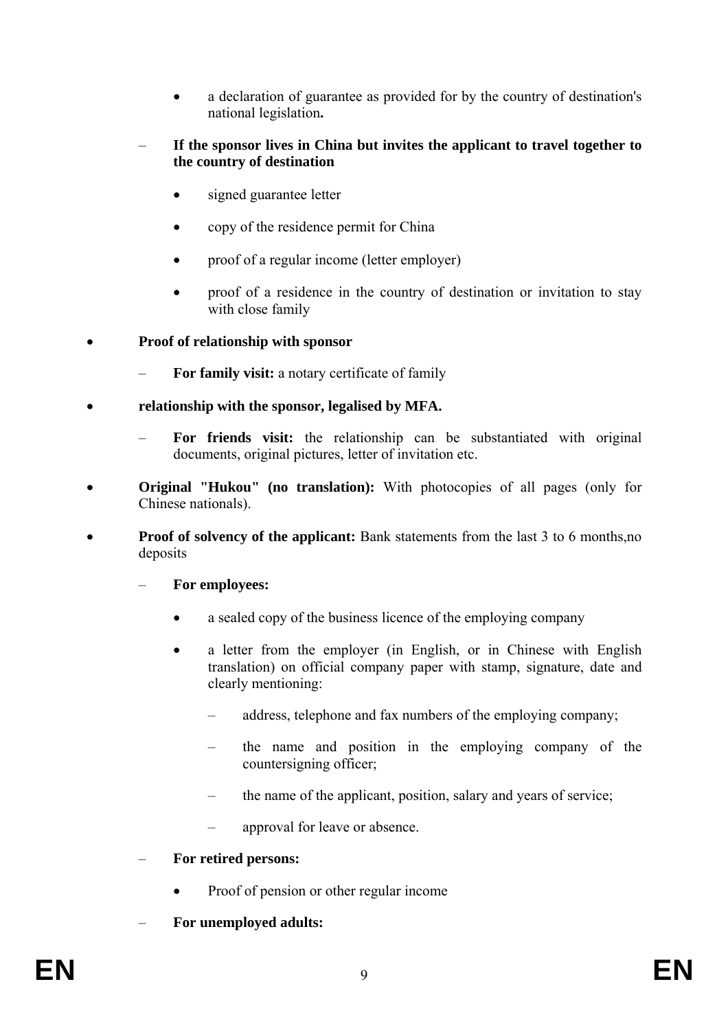- a declaration of guarantee as provided for by the country of destination's national legislation**.**

– **If the sponsor lives in China but invites the applicant to travel together to the country of destination**

  - signed guarantee letter
  - copy of the residence permit for China
  - proof of a regular income (letter employer)
  - proof of a residence in the country of destination or invitation to stay with close family

- **Proof of relationship with sponsor**

  – **For family visit:** a notary certificate of family

- **relationship with the sponsor, legalised by MFA.**

  – **For friends visit:** the relationship can be substantiated with original documents, original pictures, letter of invitation etc.

- **Original "Hukou" (no translation):** With photocopies of all pages (only for Chinese nationals).

- **Proof of solvency of the applicant:** Bank statements from the last 3 to 6 months,no deposits

  – **For employees:**

  - a sealed copy of the business licence of the employing company
  - a letter from the employer (in English, or in Chinese with English translation) on official company paper with stamp, signature, date and clearly mentioning:
    – address, telephone and fax numbers of the employing company;
    – the name and position in the employing company of the countersigning officer;
    – the name of the applicant, position, salary and years of service;
    – approval for leave or absence.

  – **For retired persons:**

  - Proof of pension or other regular income

  – **For unemployed adults:**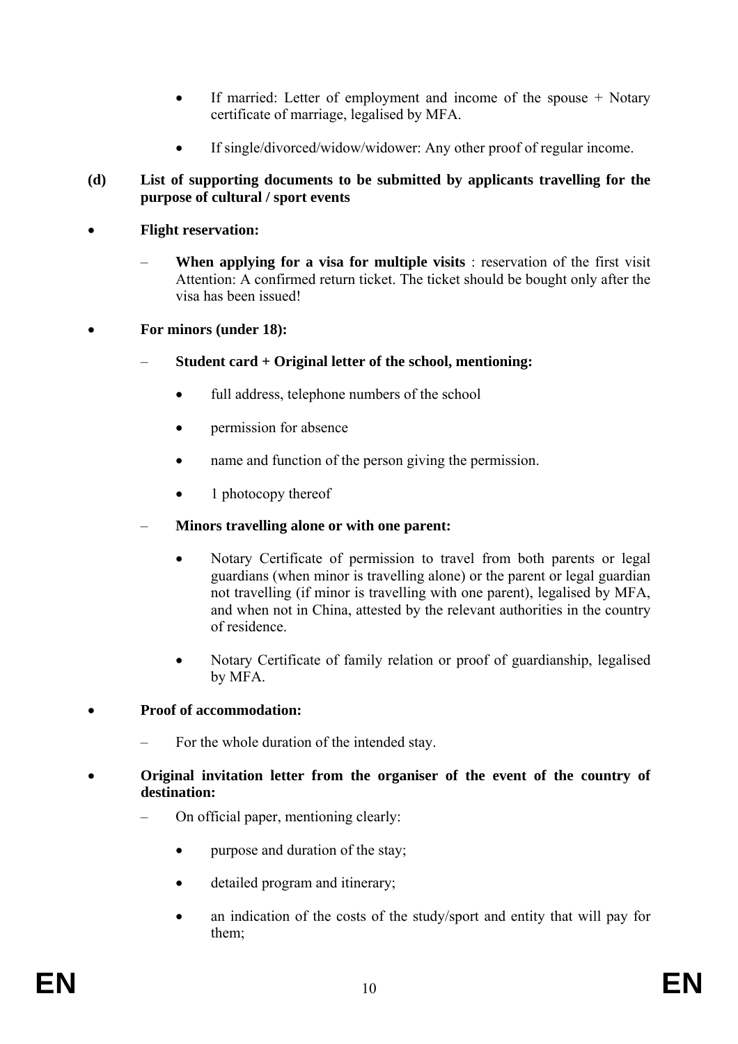- If married: Letter of employment and income of the spouse + Notary certificate of marriage, legalised by MFA.
- If single/divorced/widow/widower: Any other proof of regular income.

**(d) List of supporting documents to be submitted by applicants travelling for the purpose of cultural / sport events**

- **Flight reservation:**
  - **When applying for a visa for multiple visits** : reservation of the first visit Attention: A confirmed return ticket. The ticket should be bought only after the visa has been issued!
- **For minors (under 18):**
  - **Student card + Original letter of the school, mentioning:**
    - full address, telephone numbers of the school
    - permission for absence
    - name and function of the person giving the permission.
    - 1 photocopy thereof
  - **Minors travelling alone or with one parent:**
    - Notary Certificate of permission to travel from both parents or legal guardians (when minor is travelling alone) or the parent or legal guardian not travelling (if minor is travelling with one parent), legalised by MFA, and when not in China, attested by the relevant authorities in the country of residence.
    - Notary Certificate of family relation or proof of guardianship, legalised by MFA.
- **Proof of accommodation:**
  - For the whole duration of the intended stay.
- **Original invitation letter from the organiser of the event of the country of destination:**
  - On official paper, mentioning clearly:
    - purpose and duration of the stay;
    - detailed program and itinerary;
    - an indication of the costs of the study/sport and entity that will pay for them;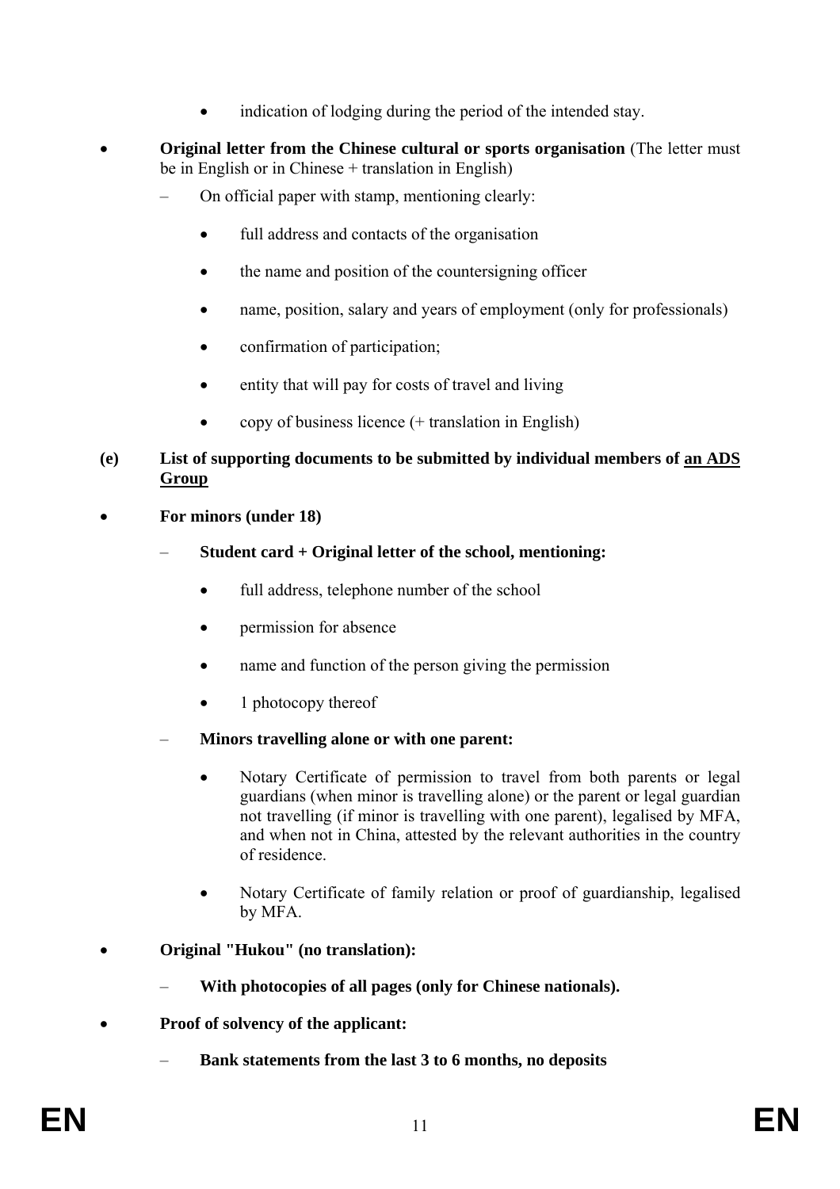- indication of lodging during the period of the intended stay.

- **Original letter from the Chinese cultural or sports organisation** (The letter must be in English or in Chinese + translation in English)
  - On official paper with stamp, mentioning clearly:
    - full address and contacts of the organisation
    - the name and position of the countersigning officer
    - name, position, salary and years of employment (only for professionals)
    - confirmation of participation;
    - entity that will pay for costs of travel and living
    - copy of business licence (+ translation in English)

**(e) List of supporting documents to be submitted by individual members of <u>an ADS Group</u>**

- **For minors (under 18)**
  - **Student card + Original letter of the school, mentioning:**
    - full address, telephone number of the school
    - permission for absence
    - name and function of the person giving the permission
    - 1 photocopy thereof
  - **Minors travelling alone or with one parent:**
    - Notary Certificate of permission to travel from both parents or legal guardians (when minor is travelling alone) or the parent or legal guardian not travelling (if minor is travelling with one parent), legalised by MFA, and when not in China, attested by the relevant authorities in the country of residence.
    - Notary Certificate of family relation or proof of guardianship, legalised by MFA.

- **Original "Hukou" (no translation):**
  - **With photocopies of all pages (only for Chinese nationals).**

- **Proof of solvency of the applicant:**
  - **Bank statements from the last 3 to 6 months, no deposits**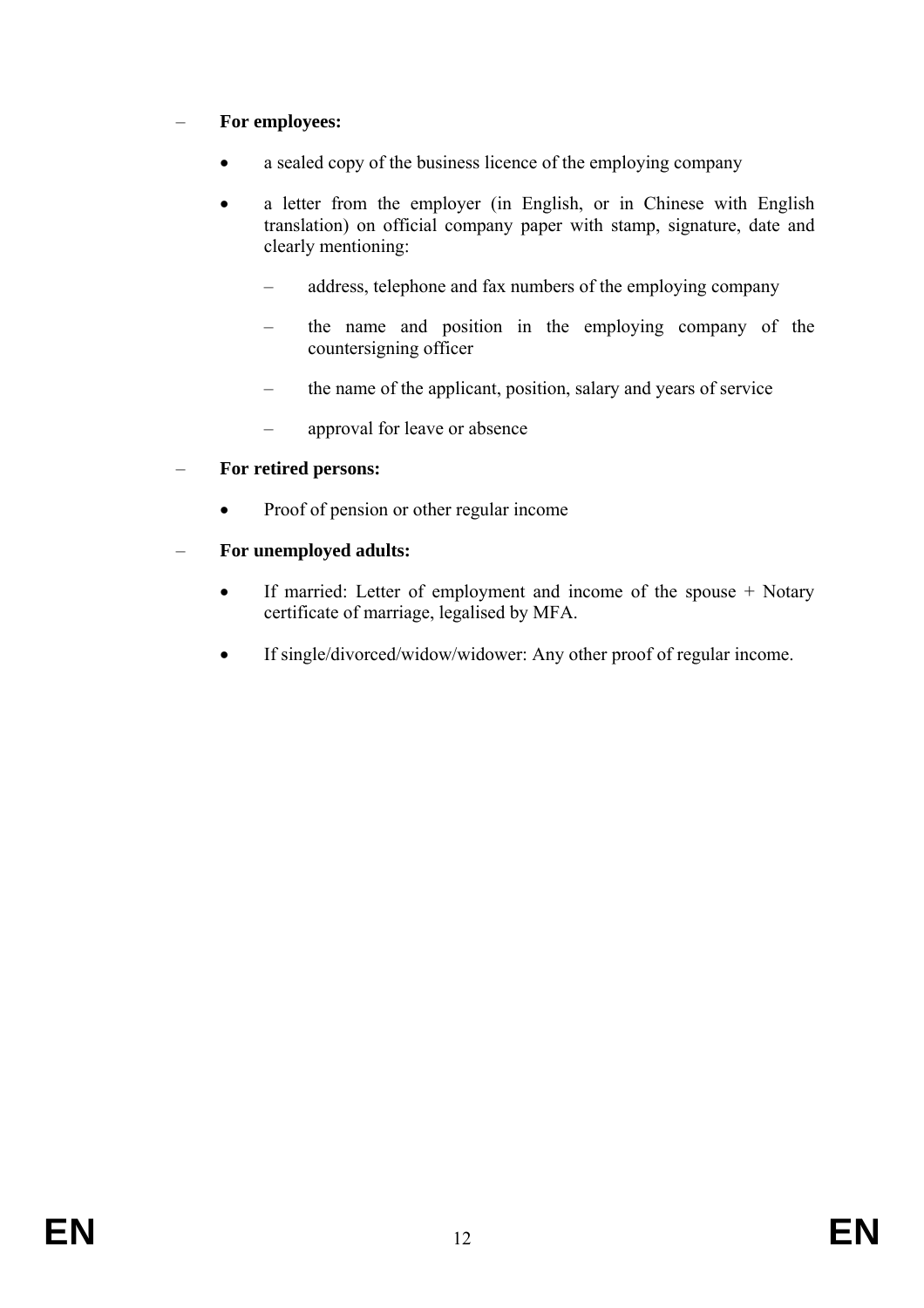- **For employees:**
  - a sealed copy of the business licence of the employing company
  - a letter from the employer (in English, or in Chinese with English translation) on official company paper with stamp, signature, date and clearly mentioning:
    - address, telephone and fax numbers of the employing company
    - the name and position in the employing company of the countersigning officer
    - the name of the applicant, position, salary and years of service
    - approval for leave or absence
- **For retired persons:**
  - Proof of pension or other regular income
- **For unemployed adults:**
  - If married: Letter of employment and income of the spouse + Notary certificate of marriage, legalised by MFA.
  - If single/divorced/widow/widower: Any other proof of regular income.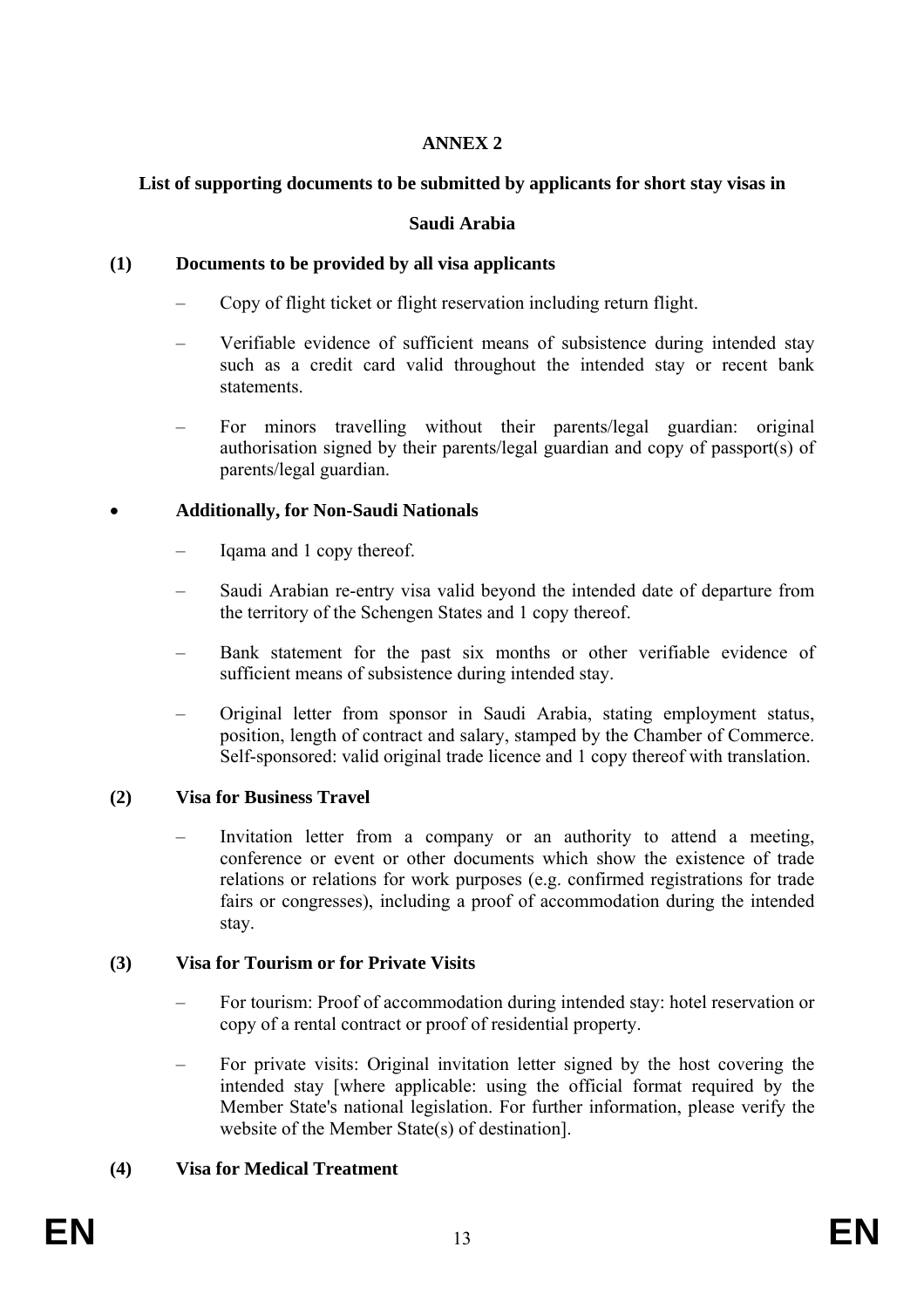**ANNEX 2**

**List of supporting documents to be submitted by applicants for short stay visas in**

**Saudi Arabia**

**(1) Documents to be provided by all visa applicants**

– Copy of flight ticket or flight reservation including return flight.

– Verifiable evidence of sufficient means of subsistence during intended stay such as a credit card valid throughout the intended stay or recent bank statements.

– For minors travelling without their parents/legal guardian: original authorisation signed by their parents/legal guardian and copy of passport(s) of parents/legal guardian.

- **Additionally, for Non-Saudi Nationals**

– Iqama and 1 copy thereof.

– Saudi Arabian re-entry visa valid beyond the intended date of departure from the territory of the Schengen States and 1 copy thereof.

– Bank statement for the past six months or other verifiable evidence of sufficient means of subsistence during intended stay.

– Original letter from sponsor in Saudi Arabia, stating employment status, position, length of contract and salary, stamped by the Chamber of Commerce. Self-sponsored: valid original trade licence and 1 copy thereof with translation.

**(2) Visa for Business Travel**

– Invitation letter from a company or an authority to attend a meeting, conference or event or other documents which show the existence of trade relations or relations for work purposes (e.g. confirmed registrations for trade fairs or congresses), including a proof of accommodation during the intended stay.

**(3) Visa for Tourism or for Private Visits**

– For tourism: Proof of accommodation during intended stay: hotel reservation or copy of a rental contract or proof of residential property.

– For private visits: Original invitation letter signed by the host covering the intended stay [where applicable: using the official format required by the Member State's national legislation. For further information, please verify the website of the Member State(s) of destination].

**(4) Visa for Medical Treatment**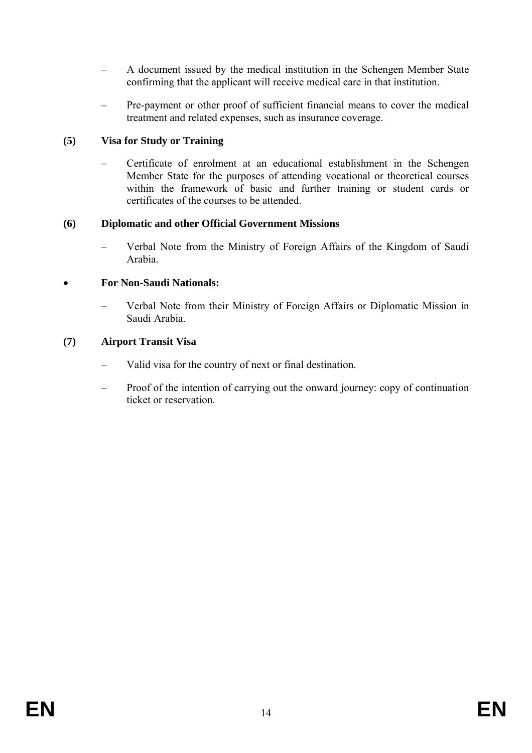- A document issued by the medical institution in the Schengen Member State confirming that the applicant will receive medical care in that institution.

- Pre-payment or other proof of sufficient financial means to cover the medical treatment and related expenses, such as insurance coverage.

**(5) Visa for Study or Training**

- Certificate of enrolment at an educational establishment in the Schengen Member State for the purposes of attending vocational or theoretical courses within the framework of basic and further training or student cards or certificates of the courses to be attended.

**(6) Diplomatic and other Official Government Missions**

- Verbal Note from the Ministry of Foreign Affairs of the Kingdom of Saudi Arabia.

• **For Non-Saudi Nationals:**

- Verbal Note from their Ministry of Foreign Affairs or Diplomatic Mission in Saudi Arabia.

**(7) Airport Transit Visa**

- Valid visa for the country of next or final destination.

- Proof of the intention of carrying out the onward journey: copy of continuation ticket or reservation.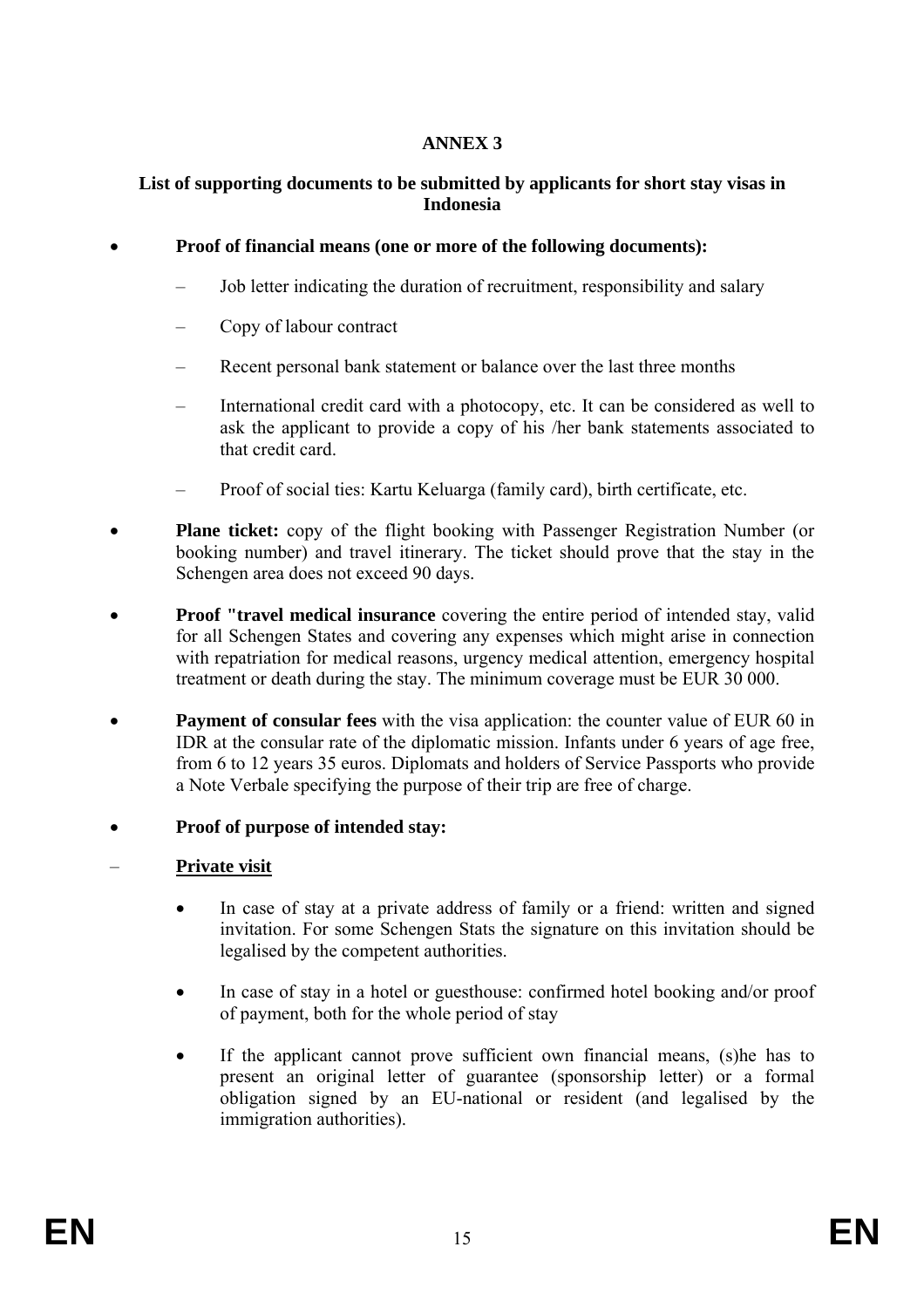**ANNEX 3**

**List of supporting documents to be submitted by applicants for short stay visas in Indonesia**

- **Proof of financial means (one or more of the following documents):**
  - Job letter indicating the duration of recruitment, responsibility and salary
  - Copy of labour contract
  - Recent personal bank statement or balance over the last three months
  - International credit card with a photocopy, etc. It can be considered as well to ask the applicant to provide a copy of his /her bank statements associated to that credit card.
  - Proof of social ties: Kartu Keluarga (family card), birth certificate, etc.
- **Plane ticket:** copy of the flight booking with Passenger Registration Number (or booking number) and travel itinerary. The ticket should prove that the stay in the Schengen area does not exceed 90 days.
- **Proof "travel medical insurance** covering the entire period of intended stay, valid for all Schengen States and covering any expenses which might arise in connection with repatriation for medical reasons, urgency medical attention, emergency hospital treatment or death during the stay. The minimum coverage must be EUR 30 000.
- **Payment of consular fees** with the visa application: the counter value of EUR 60 in IDR at the consular rate of the diplomatic mission. Infants under 6 years of age free, from 6 to 12 years 35 euros. Diplomats and holders of Service Passports who provide a Note Verbale specifying the purpose of their trip are free of charge.
- **Proof of purpose of intended stay:**

– **<u>Private visit</u>**

- In case of stay at a private address of family or a friend: written and signed invitation. For some Schengen Stats the signature on this invitation should be legalised by the competent authorities.
- In case of stay in a hotel or guesthouse: confirmed hotel booking and/or proof of payment, both for the whole period of stay
- If the applicant cannot prove sufficient own financial means, (s)he has to present an original letter of guarantee (sponsorship letter) or a formal obligation signed by an EU-national or resident (and legalised by the immigration authorities).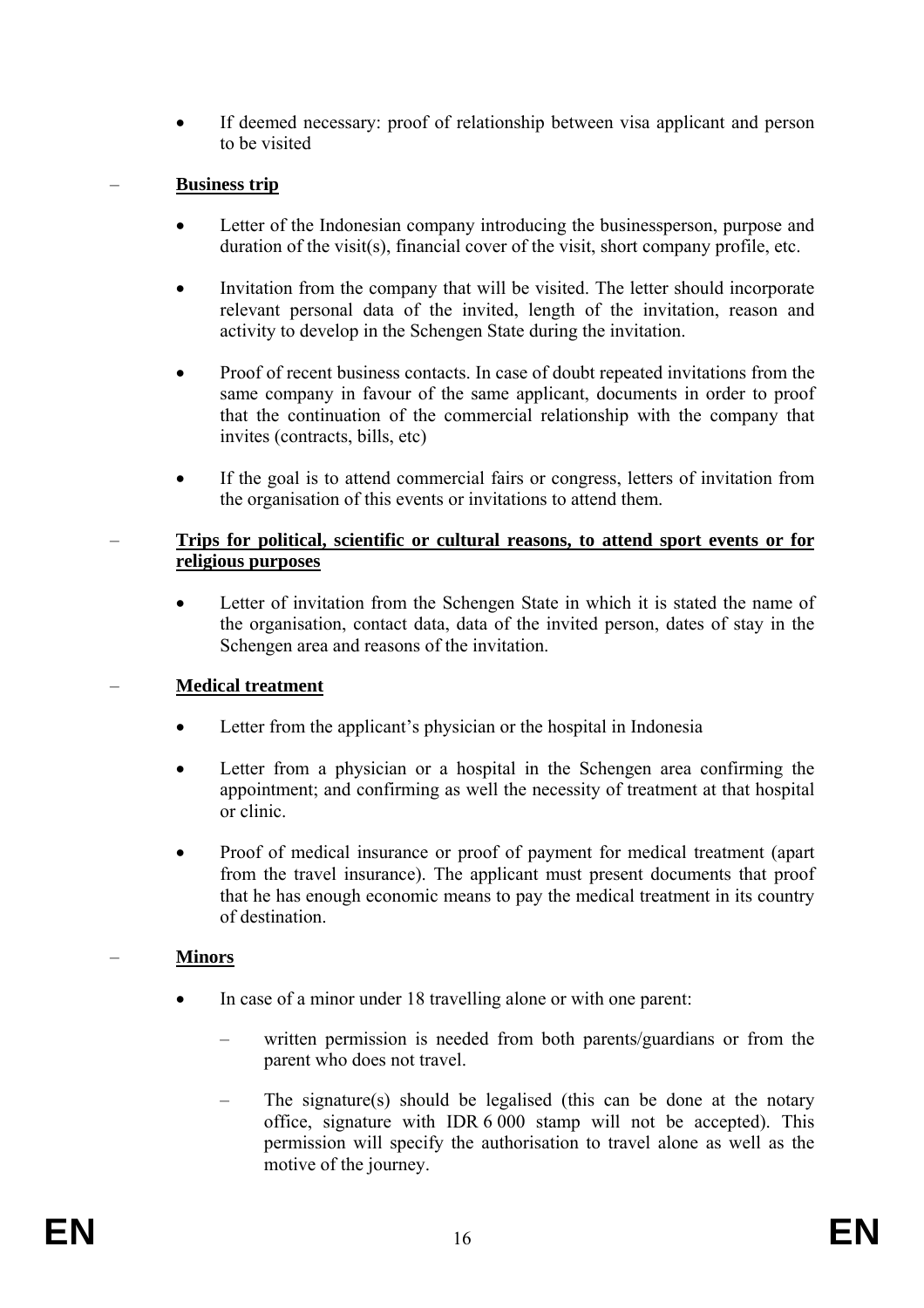- If deemed necessary: proof of relationship between visa applicant and person to be visited

– **Business trip**

- Letter of the Indonesian company introducing the businessperson, purpose and duration of the visit(s), financial cover of the visit, short company profile, etc.
- Invitation from the company that will be visited. The letter should incorporate relevant personal data of the invited, length of the invitation, reason and activity to develop in the Schengen State during the invitation.
- Proof of recent business contacts. In case of doubt repeated invitations from the same company in favour of the same applicant, documents in order to proof that the continuation of the commercial relationship with the company that invites (contracts, bills, etc)
- If the goal is to attend commercial fairs or congress, letters of invitation from the organisation of this events or invitations to attend them.

– **Trips for political, scientific or cultural reasons, to attend sport events or for religious purposes**

- Letter of invitation from the Schengen State in which it is stated the name of the organisation, contact data, data of the invited person, dates of stay in the Schengen area and reasons of the invitation.

– **Medical treatment**

- Letter from the applicant's physician or the hospital in Indonesia
- Letter from a physician or a hospital in the Schengen area confirming the appointment; and confirming as well the necessity of treatment at that hospital or clinic.
- Proof of medical insurance or proof of payment for medical treatment (apart from the travel insurance). The applicant must present documents that proof that he has enough economic means to pay the medical treatment in its country of destination.

– **Minors**

- In case of a minor under 18 travelling alone or with one parent:
  - written permission is needed from both parents/guardians or from the parent who does not travel.
  - The signature(s) should be legalised (this can be done at the notary office, signature with IDR 6 000 stamp will not be accepted). This permission will specify the authorisation to travel alone as well as the motive of the journey.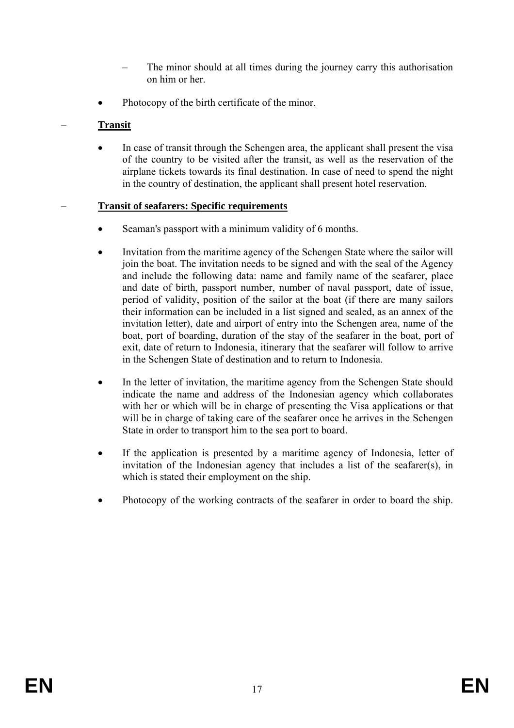- The minor should at all times during the journey carry this authorisation on him or her.

- Photocopy of the birth certificate of the minor.

– **Transit**

- In case of transit through the Schengen area, the applicant shall present the visa of the country to be visited after the transit, as well as the reservation of the airplane tickets towards its final destination. In case of need to spend the night in the country of destination, the applicant shall present hotel reservation.

– **Transit of seafarers: Specific requirements**

- Seaman's passport with a minimum validity of 6 months.

- Invitation from the maritime agency of the Schengen State where the sailor will join the boat. The invitation needs to be signed and with the seal of the Agency and include the following data: name and family name of the seafarer, place and date of birth, passport number, number of naval passport, date of issue, period of validity, position of the sailor at the boat (if there are many sailors their information can be included in a list signed and sealed, as an annex of the invitation letter), date and airport of entry into the Schengen area, name of the boat, port of boarding, duration of the stay of the seafarer in the boat, port of exit, date of return to Indonesia, itinerary that the seafarer will follow to arrive in the Schengen State of destination and to return to Indonesia.

- In the letter of invitation, the maritime agency from the Schengen State should indicate the name and address of the Indonesian agency which collaborates with her or which will be in charge of presenting the Visa applications or that will be in charge of taking care of the seafarer once he arrives in the Schengen State in order to transport him to the sea port to board.

- If the application is presented by a maritime agency of Indonesia, letter of invitation of the Indonesian agency that includes a list of the seafarer(s), in which is stated their employment on the ship.

- Photocopy of the working contracts of the seafarer in order to board the ship.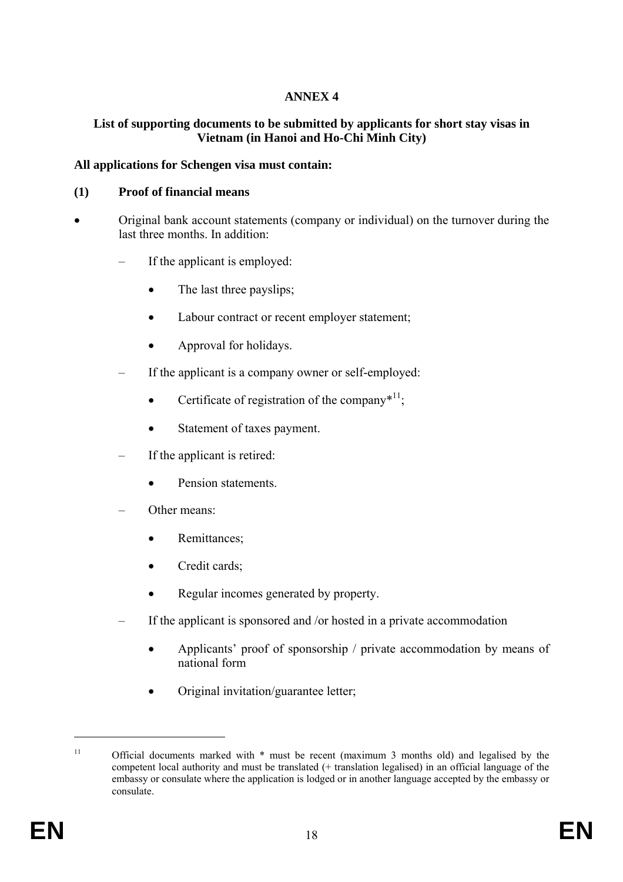# ANNEX 4

## List of supporting documents to be submitted by applicants for short stay visas in Vietnam (in Hanoi and Ho-Chi Minh City)

**All applications for Schengen visa must contain:**

**(1) Proof of financial means**

- Original bank account statements (company or individual) on the turnover during the last three months. In addition:
  - If the applicant is employed:
    - The last three payslips;
    - Labour contract or recent employer statement;
    - Approval for holidays.
  - If the applicant is a company owner or self-employed:
    - Certificate of registration of the company*[11];
    - Statement of taxes payment.
  - If the applicant is retired:
    - Pension statements.
  - Other means:
    - Remittances;
    - Credit cards;
    - Regular incomes generated by property.
  - If the applicant is sponsored and /or hosted in a private accommodation
    - Applicants' proof of sponsorship / private accommodation by means of national form
    - Original invitation/guarantee letter;

---

[11] Official documents marked with * must be recent (maximum 3 months old) and legalised by the competent local authority and must be translated (+ translation legalised) in an official language of the embassy or consulate where the application is lodged or in another language accepted by the embassy or consulate.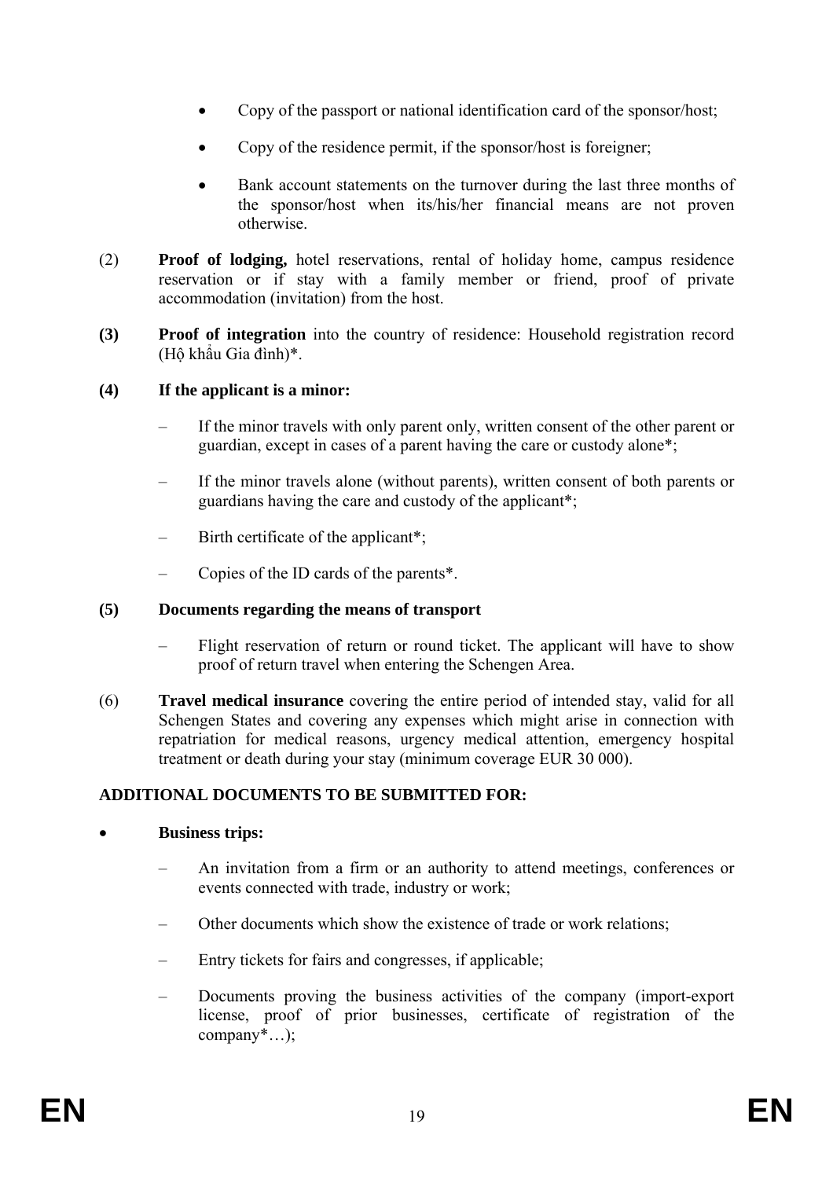- Copy of the passport or national identification card of the sponsor/host;
- Copy of the residence permit, if the sponsor/host is foreigner;
- Bank account statements on the turnover during the last three months of the sponsor/host when its/his/her financial means are not proven otherwise.

(2) **Proof of lodging,** hotel reservations, rental of holiday home, campus residence reservation or if stay with a family member or friend, proof of private accommodation (invitation) from the host.

**(3)** **Proof of integration** into the country of residence: Household registration record (Hộ khẩu Gia đình)*.

**(4) If the applicant is a minor:**

– If the minor travels with only parent only, written consent of the other parent or guardian, except in cases of a parent having the care or custody alone*;

– If the minor travels alone (without parents), written consent of both parents or guardians having the care and custody of the applicant*;

– Birth certificate of the applicant*;

– Copies of the ID cards of the parents*.

**(5) Documents regarding the means of transport**

– Flight reservation of return or round ticket. The applicant will have to show proof of return travel when entering the Schengen Area.

(6) **Travel medical insurance** covering the entire period of intended stay, valid for all Schengen States and covering any expenses which might arise in connection with repatriation for medical reasons, urgency medical attention, emergency hospital treatment or death during your stay (minimum coverage EUR 30 000).

**ADDITIONAL DOCUMENTS TO BE SUBMITTED FOR:**

- **Business trips:**

  – An invitation from a firm or an authority to attend meetings, conferences or events connected with trade, industry or work;

  – Other documents which show the existence of trade or work relations;

  – Entry tickets for fairs and congresses, if applicable;

  – Documents proving the business activities of the company (import-export license, proof of prior businesses, certificate of registration of the company*…);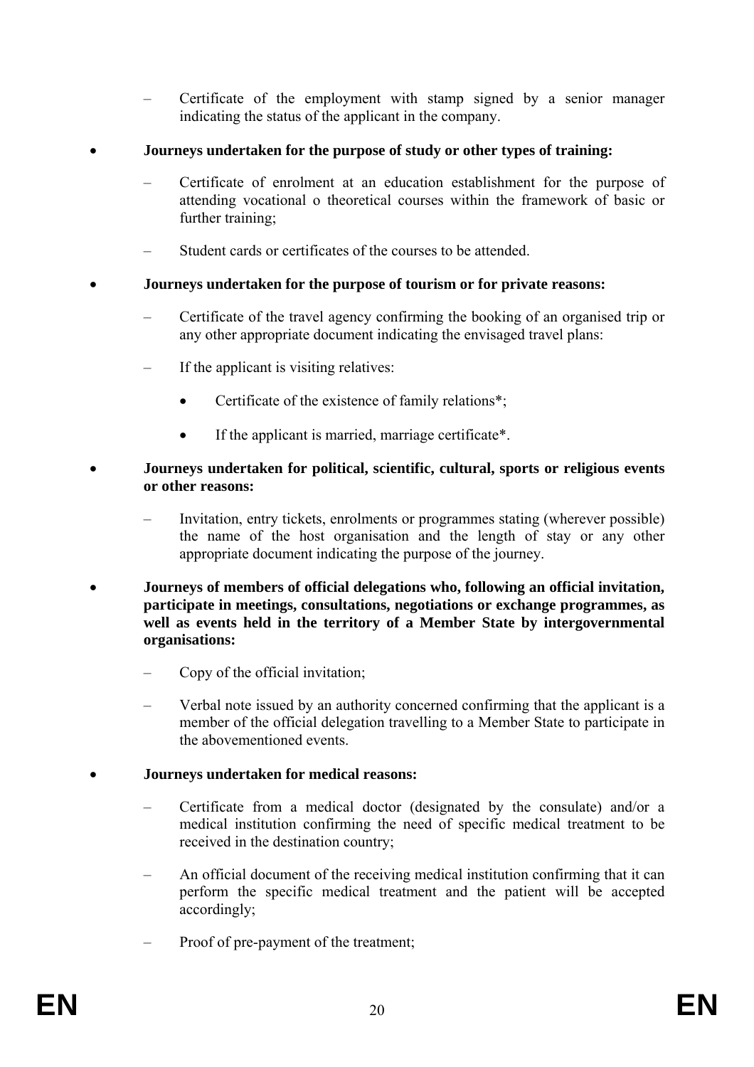– Certificate of the employment with stamp signed by a senior manager indicating the status of the applicant in the company.

- **Journeys undertaken for the purpose of study or other types of training:**

  – Certificate of enrolment at an education establishment for the purpose of attending vocational o theoretical courses within the framework of basic or further training;

  – Student cards or certificates of the courses to be attended.

- **Journeys undertaken for the purpose of tourism or for private reasons:**

  – Certificate of the travel agency confirming the booking of an organised trip or any other appropriate document indicating the envisaged travel plans:

  – If the applicant is visiting relatives:

    - Certificate of the existence of family relations*;

    - If the applicant is married, marriage certificate*.

- **Journeys undertaken for political, scientific, cultural, sports or religious events or other reasons:**

  – Invitation, entry tickets, enrolments or programmes stating (wherever possible) the name of the host organisation and the length of stay or any other appropriate document indicating the purpose of the journey.

- **Journeys of members of official delegations who, following an official invitation, participate in meetings, consultations, negotiations or exchange programmes, as well as events held in the territory of a Member State by intergovernmental organisations:**

  – Copy of the official invitation;

  – Verbal note issued by an authority concerned confirming that the applicant is a member of the official delegation travelling to a Member State to participate in the abovementioned events.

- **Journeys undertaken for medical reasons:**

  – Certificate from a medical doctor (designated by the consulate) and/or a medical institution confirming the need of specific medical treatment to be received in the destination country;

  – An official document of the receiving medical institution confirming that it can perform the specific medical treatment and the patient will be accepted accordingly;

  – Proof of pre-payment of the treatment;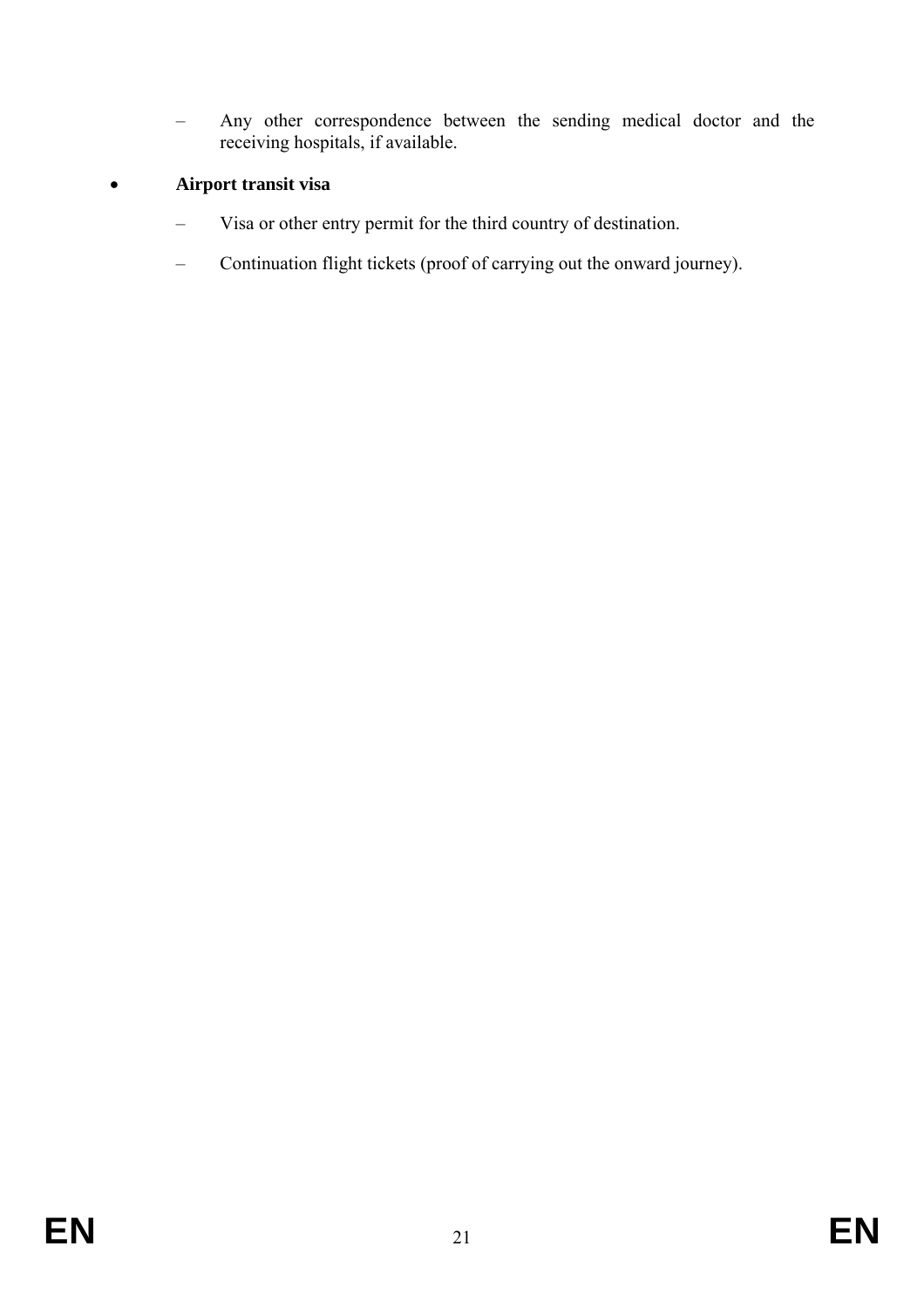- Any other correspondence between the sending medical doctor and the receiving hospitals, if available.

- **Airport transit visa**
   - Visa or other entry permit for the third country of destination.
   - Continuation flight tickets (proof of carrying out the onward journey).